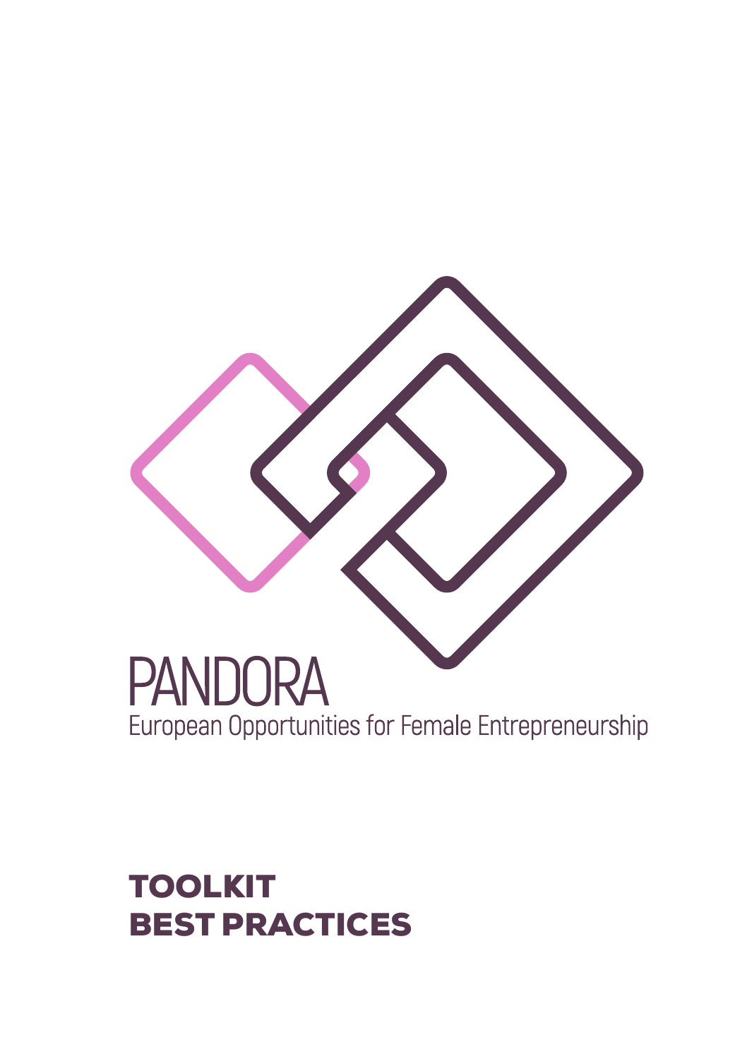# PANDORA

European Opportunities for Female Entrepreneurship

**TOOLKIT**
**BEST PRACTICES**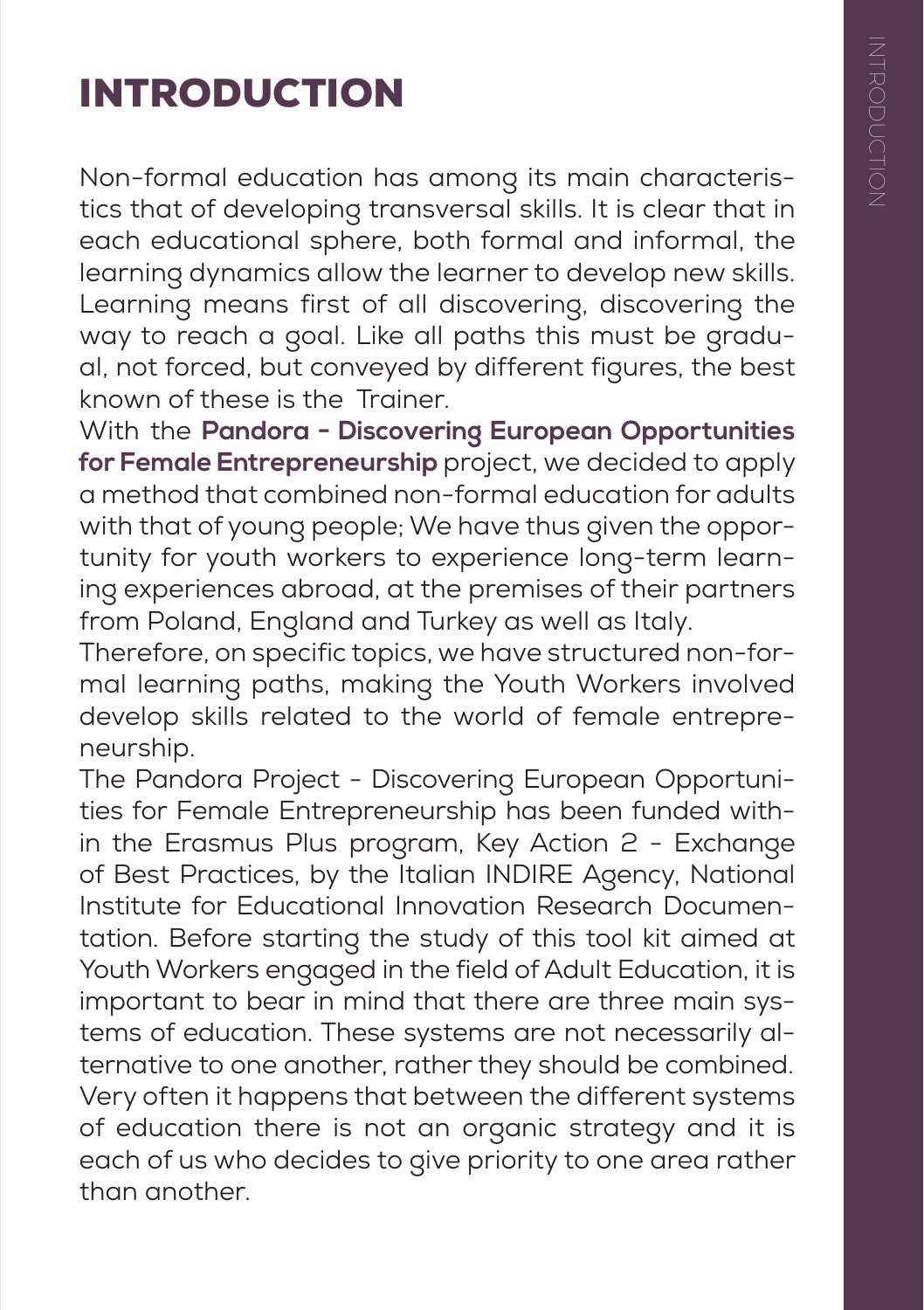# INTRODUCTION

Non-formal education has among its main characteristics that of developing transversal skills. It is clear that in each educational sphere, both formal and informal, the learning dynamics allow the learner to develop new skills. Learning means first of all discovering, discovering the way to reach a goal. Like all paths this must be gradual, not forced, but conveyed by different figures, the best known of these is the Trainer.

With the **Pandora - Discovering European Opportunities for Female Entrepreneurship** project, we decided to apply a method that combined non-formal education for adults with that of young people; We have thus given the opportunity for youth workers to experience long-term learning experiences abroad, at the premises of their partners from Poland, England and Turkey as well as Italy.

Therefore, on specific topics, we have structured non-formal learning paths, making the Youth Workers involved develop skills related to the world of female entrepreneurship.

The Pandora Project - Discovering European Opportunities for Female Entrepreneurship has been funded within the Erasmus Plus program, Key Action 2 - Exchange of Best Practices, by the Italian INDIRE Agency, National Institute for Educational Innovation Research Documentation. Before starting the study of this tool kit aimed at Youth Workers engaged in the field of Adult Education, it is important to bear in mind that there are three main systems of education. These systems are not necessarily alternative to one another, rather they should be combined. Very often it happens that between the different systems of education there is not an organic strategy and it is each of us who decides to give priority to one area rather than another.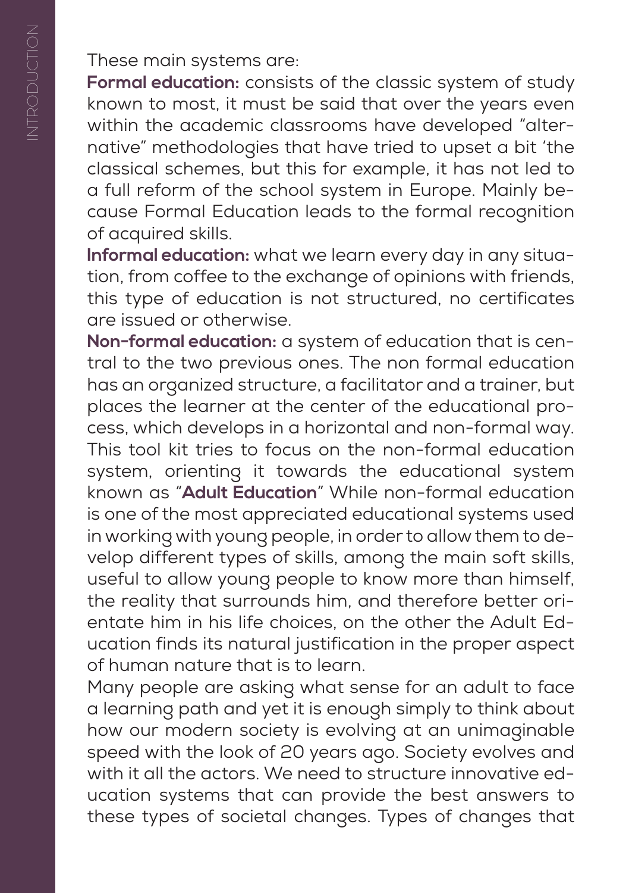These main systems are:

**Formal education:** consists of the classic system of study known to most, it must be said that over the years even within the academic classrooms have developed "alternative" methodologies that have tried to upset a bit 'the classical schemes, but this for example, it has not led to a full reform of the school system in Europe. Mainly because Formal Education leads to the formal recognition of acquired skills.

**Informal education:** what we learn every day in any situation, from coffee to the exchange of opinions with friends, this type of education is not structured, no certificates are issued or otherwise.

**Non-formal education:** a system of education that is central to the two previous ones. The non formal education has an organized structure, a facilitator and a trainer, but places the learner at the center of the educational process, which develops in a horizontal and non-formal way. This tool kit tries to focus on the non-formal education system, orienting it towards the educational system known as "**Adult Education**" While non-formal education is one of the most appreciated educational systems used in working with young people, in order to allow them to develop different types of skills, among the main soft skills, useful to allow young people to know more than himself, the reality that surrounds him, and therefore better orientate him in his life choices, on the other the Adult Education finds its natural justification in the proper aspect of human nature that is to learn.

Many people are asking what sense for an adult to face a learning path and yet it is enough simply to think about how our modern society is evolving at an unimaginable speed with the look of 20 years ago. Society evolves and with it all the actors. We need to structure innovative education systems that can provide the best answers to these types of societal changes. Types of changes that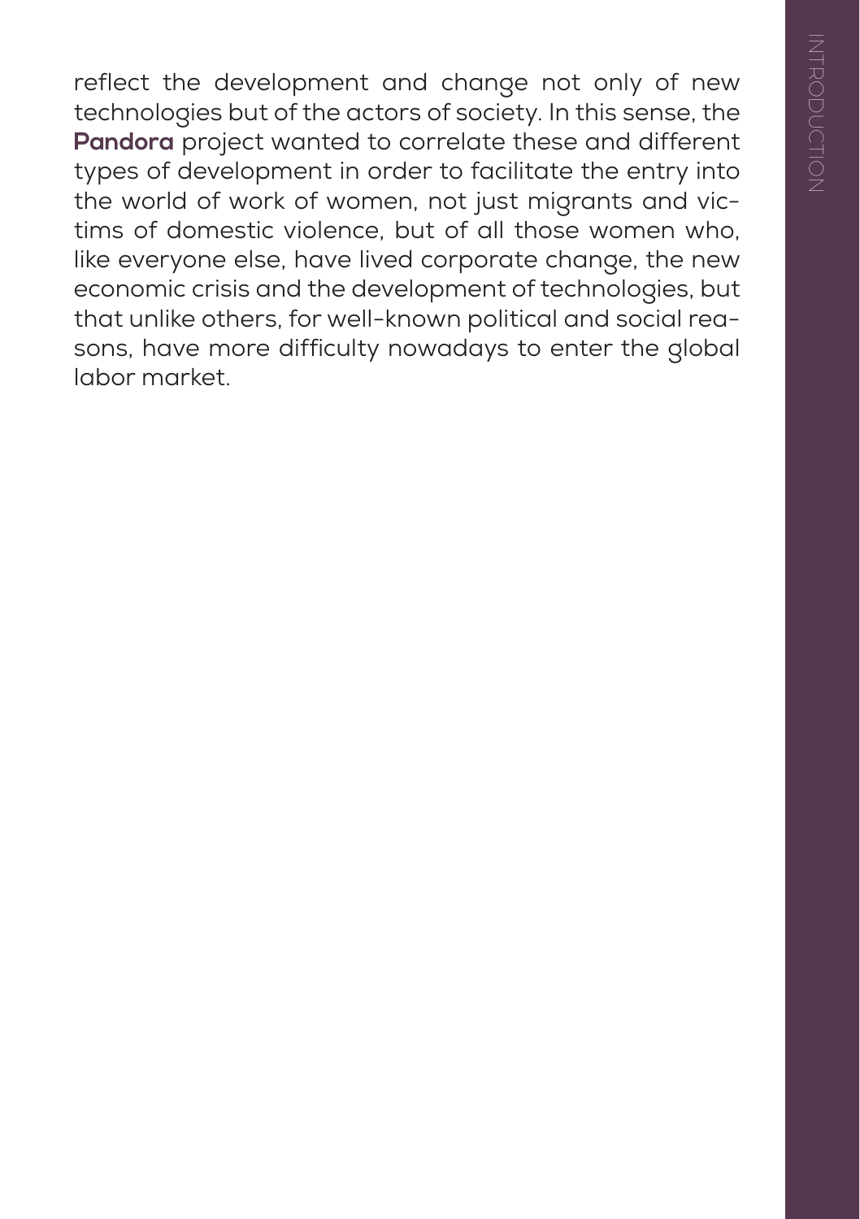reflect the development and change not only of new technologies but of the actors of society. In this sense, the **Pandora** project wanted to correlate these and different types of development in order to facilitate the entry into the world of work of women, not just migrants and victims of domestic violence, but of all those women who, like everyone else, have lived corporate change, the new economic crisis and the development of technologies, but that unlike others, for well-known political and social reasons, have more difficulty nowadays to enter the global labor market.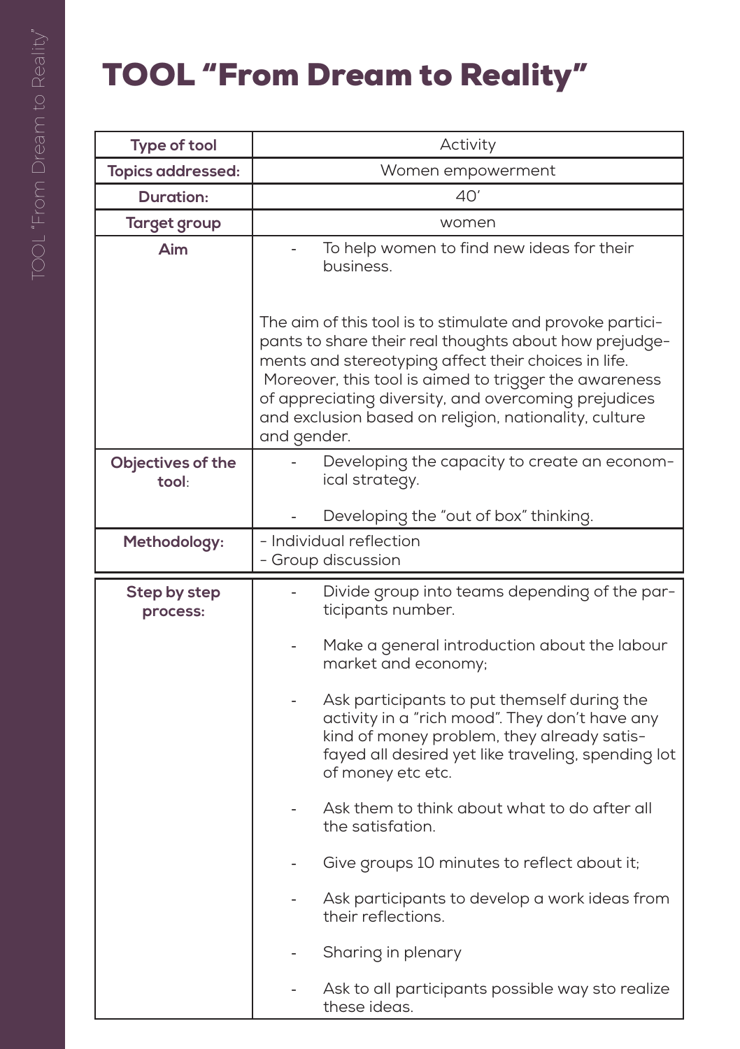# TOOL "From Dream to Reality"

| Type of tool | Activity |
|---|---|
| **Topics addressed:** | Women empowerment |
| **Duration:** | 40' |
| **Target group** | women |
| **Aim** | - To help women to find new ideas for their business.<br><br>The aim of this tool is to stimulate and provoke participants to share their real thoughts about how prejudgements and stereotyping affect their choices in life. Moreover, this tool is aimed to trigger the awareness of appreciating diversity, and overcoming prejudices and exclusion based on religion, nationality, culture and gender. |
| **Objectives of the tool:** | - Developing the capacity to create an economical strategy.<br><br>- Developing the "out of box" thinking. |
| **Methodology:** | - Individual reflection<br>- Group discussion |
| **Step by step process:** | - Divide group into teams depending of the participants number.<br><br>- Make a general introduction about the labour market and economy;<br><br>- Ask participants to put themself during the activity in a "rich mood". They don't have any kind of money problem, they already satisfayed all desired yet like traveling, spending lot of money etc etc.<br><br>- Ask them to think about what to do after all the satisfation.<br><br>- Give groups 10 minutes to reflect about it;<br><br>- Ask participants to develop a work ideas from their reflections.<br><br>- Sharing in plenary<br><br>- Ask to all participants possible way sto realize these ideas. |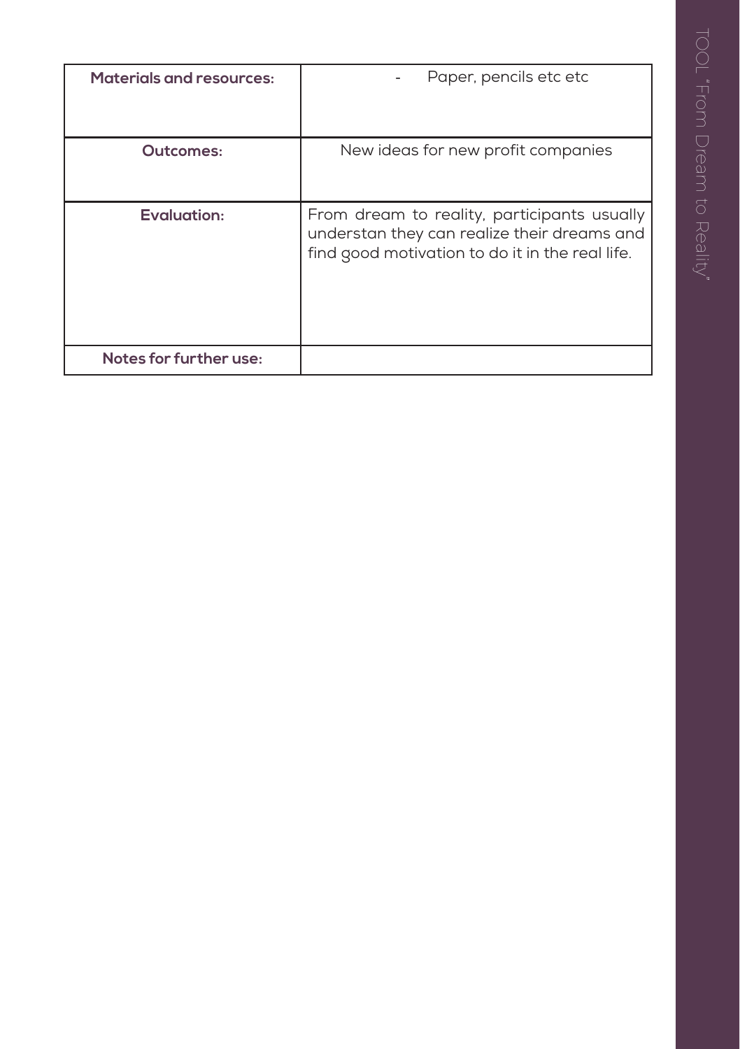| | |
|---|---|
| **Materials and resources:** | - Paper, pencils etc etc |
| **Outcomes:** | New ideas for new profit companies |
| **Evaluation:** | From dream to reality, participants usually understan they can realize their dreams and find good motivation to do it in the real life. |
| **Notes for further use:** | |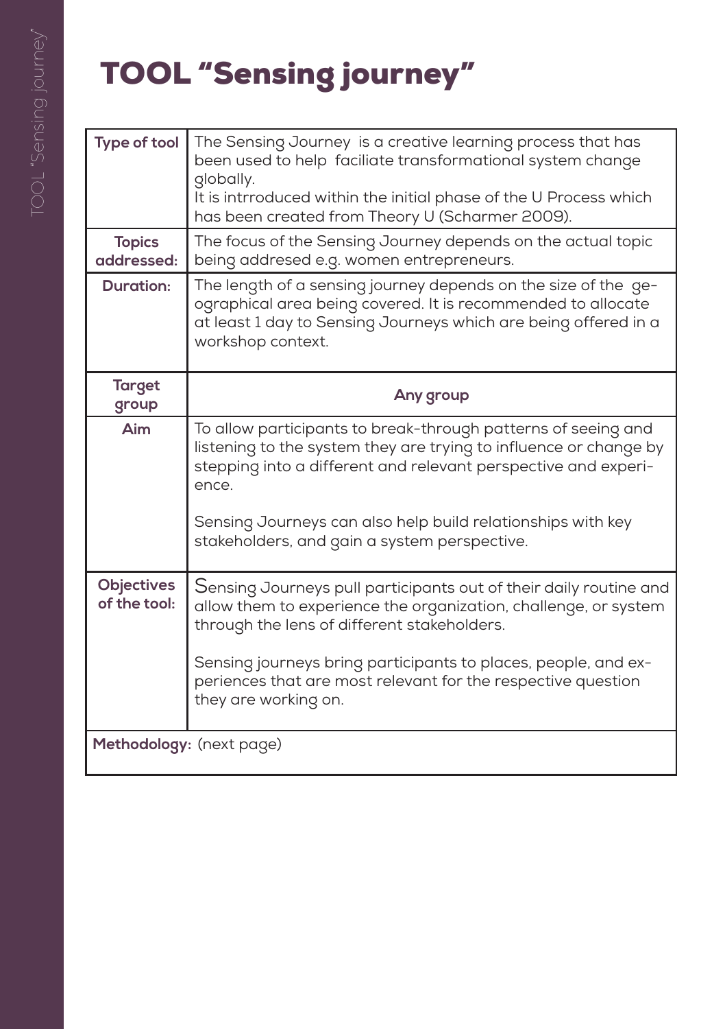# TOOL "Sensing journey"

| | |
|---|---|
| **Type of tool** | The Sensing Journey is a creative learning process that has been used to help faciliate transformational system change globally.<br>It is intrroduced within the initial phase of the U Process which has been created from Theory U (Scharmer 2009). |
| **Topics addressed:** | The focus of the Sensing Journey depends on the actual topic being addresed e.g. women entrepreneurs. |
| **Duration:** | The length of a sensing journey depends on the size of the geographical area being covered. It is recommended to allocate at least 1 day to Sensing Journeys which are being offered in a workshop context. |
| **Target group** | **Any group** |
| **Aim** | To allow participants to break-through patterns of seeing and listening to the system they are trying to influence or change by stepping into a different and relevant perspective and experience.<br><br>Sensing Journeys can also help build relationships with key stakeholders, and gain a system perspective. |
| **Objectives of the tool:** | Sensing Journeys pull participants out of their daily routine and allow them to experience the organization, challenge, or system through the lens of different stakeholders.<br><br>Sensing journeys bring participants to places, people, and experiences that are most relevant for the respective question they are working on. |
| **Methodology:** (next page) | |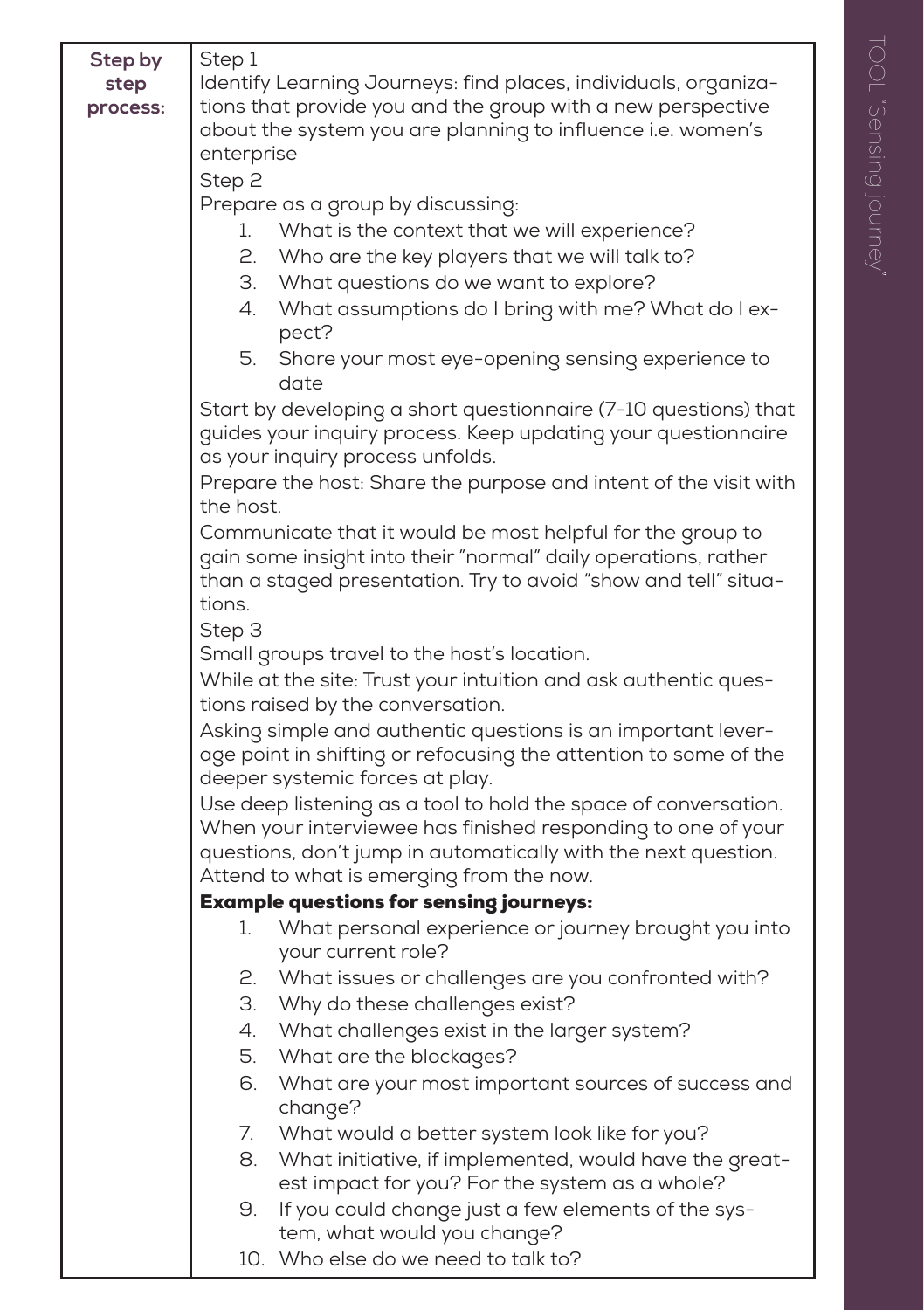| | |
|---|---|
| **Step by step process:** | Step 1<br>Identify Learning Journeys: find places, individuals, organizations that provide you and the group with a new perspective about the system you are planning to influence i.e. women's enterprise<br>Step 2<br>Prepare as a group by discussing:<br>1. What is the context that we will experience?<br>2. Who are the key players that we will talk to?<br>3. What questions do we want to explore?<br>4. What assumptions do I bring with me? What do I expect?<br>5. Share your most eye-opening sensing experience to date<br>Start by developing a short questionnaire (7-10 questions) that guides your inquiry process. Keep updating your questionnaire as your inquiry process unfolds.<br>Prepare the host: Share the purpose and intent of the visit with the host.<br>Communicate that it would be most helpful for the group to gain some insight into their "normal" daily operations, rather than a staged presentation. Try to avoid "show and tell" situations.<br>Step 3<br>Small groups travel to the host's location.<br>While at the site: Trust your intuition and ask authentic questions raised by the conversation.<br>Asking simple and authentic questions is an important leverage point in shifting or refocusing the attention to some of the deeper systemic forces at play.<br>Use deep listening as a tool to hold the space of conversation. When your interviewee has finished responding to one of your questions, don't jump in automatically with the next question. Attend to what is emerging from the now.<br>**Example questions for sensing journeys:**<br>1. What personal experience or journey brought you into your current role?<br>2. What issues or challenges are you confronted with?<br>3. Why do these challenges exist?<br>4. What challenges exist in the larger system?<br>5. What are the blockages?<br>6. What are your most important sources of success and change?<br>7. What would a better system look like for you?<br>8. What initiative, if implemented, would have the greatest impact for you? For the system as a whole?<br>9. If you could change just a few elements of the system, what would you change?<br>10. Who else do we need to talk to? |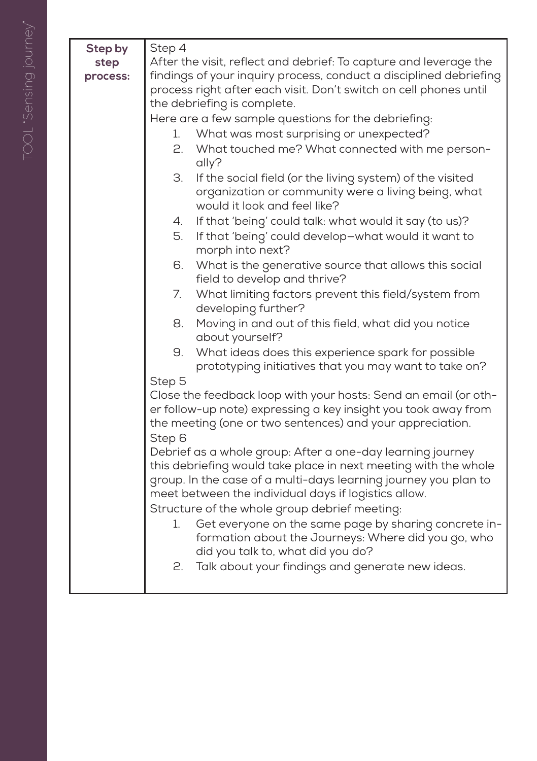| Step by step process: | Step 4<br>After the visit, reflect and debrief: To capture and leverage the findings of your inquiry process, conduct a disciplined debriefing process right after each visit. Don't switch on cell phones until the debriefing is complete.<br>Here are a few sample questions for the debriefing:<br>1. What was most surprising or unexpected?<br>2. What touched me? What connected with me personally?<br>3. If the social field (or the living system) of the visited organization or community were a living being, what would it look and feel like?<br>4. If that 'being' could talk: what would it say (to us)?<br>5. If that 'being' could develop—what would it want to morph into next?<br>6. What is the generative source that allows this social field to develop and thrive?<br>7. What limiting factors prevent this field/system from developing further?<br>8. Moving in and out of this field, what did you notice about yourself?<br>9. What ideas does this experience spark for possible prototyping initiatives that you may want to take on?<br>Step 5<br>Close the feedback loop with your hosts: Send an email (or other follow-up note) expressing a key insight you took away from the meeting (one or two sentences) and your appreciation.<br>Step 6<br>Debrief as a whole group: After a one-day learning journey this debriefing would take place in next meeting with the whole group. In the case of a multi-days learning journey you plan to meet between the individual days if logistics allow.<br>Structure of the whole group debrief meeting:<br>1. Get everyone on the same page by sharing concrete information about the Journeys: Where did you go, who did you talk to, what did you do?<br>2. Talk about your findings and generate new ideas. |
|---|---|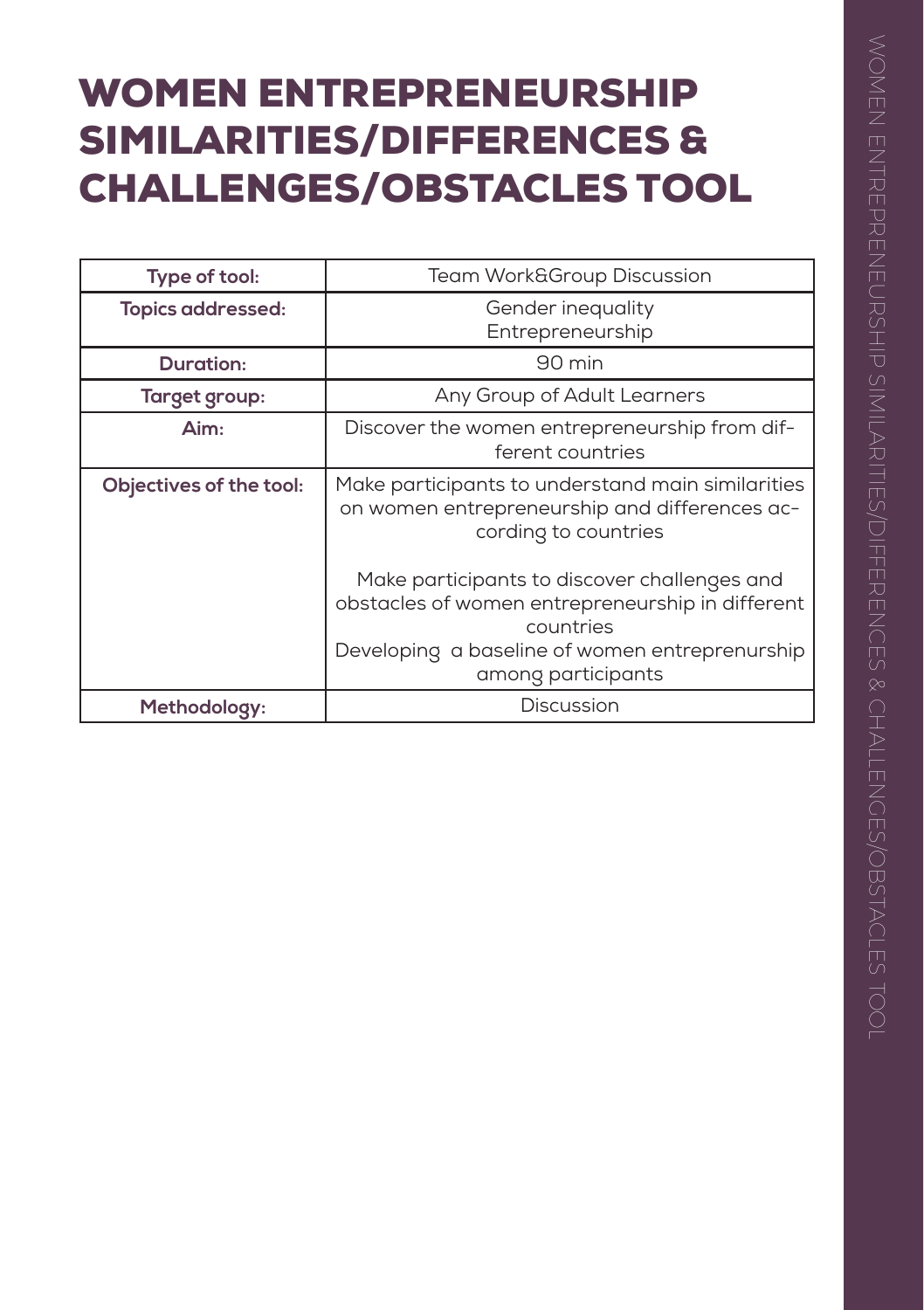# WOMEN ENTREPRENEURSHIP SIMILARITIES/DIFFERENCES & CHALLENGES/OBSTACLES TOOL

| Type of tool: | Team Work&Group Discussion |
|---|---|
| Topics addressed: | Gender inequality<br>Entrepreneurship |
| Duration: | 90 min |
| Target group: | Any Group of Adult Learners |
| Aim: | Discover the women entrepreneurship from different countries |
| Objectives of the tool: | Make participants to understand main similarities on women entrepreneurship and differences according to countries<br><br>Make participants to discover challenges and obstacles of women entrepreneurship in different countries<br>Developing a baseline of women entreprenurship among participants |
| Methodology: | Discussion |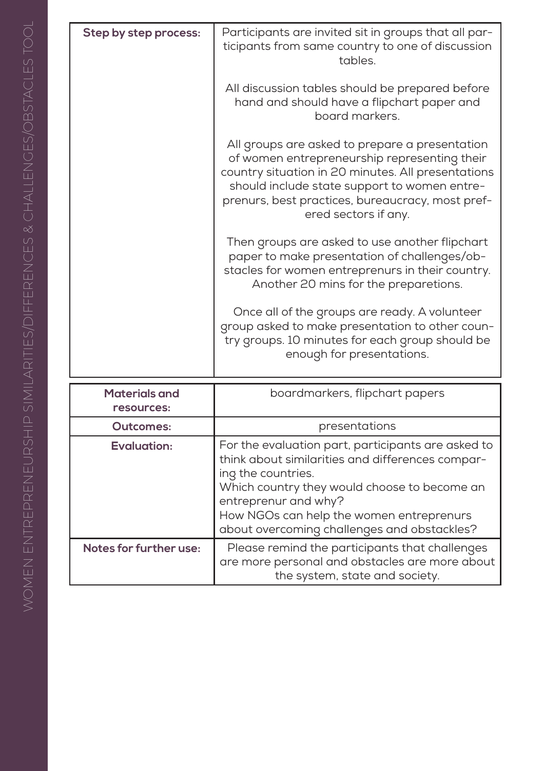| | |
|---|---|
| **Step by step process:** | Participants are invited sit in groups that all participants from same country to one of discussion tables.<br><br>All discussion tables should be prepared before hand and should have a flipchart paper and board markers.<br><br>All groups are asked to prepare a presentation of women entrepreneurship representing their country situation in 20 minutes. All presentations should include state support to women entreprenurs, best practices, bureaucracy, most prefered sectors if any.<br><br>Then groups are asked to use another flipchart paper to make presentation of challenges/obstacles for women entreprenurs in their country. Another 20 mins for the preparetions.<br><br>Once all of the groups are ready. A volunteer group asked to make presentation to other country groups. 10 minutes for each group should be enough for presentations. |

| | |
|---|---|
| **Materials and resources:** | boardmarkers, flipchart papers |
| **Outcomes:** | presentations |
| **Evaluation:** | For the evaluation part, participants are asked to think about similarities and differences comparing the countries.<br>Which country they would choose to become an entreprenur and why?<br>How NGOs can help the women entreprenurs about overcoming challenges and obstackles? |
| **Notes for further use:** | Please remind the participants that challenges are more personal and obstacles are more about the system, state and society. |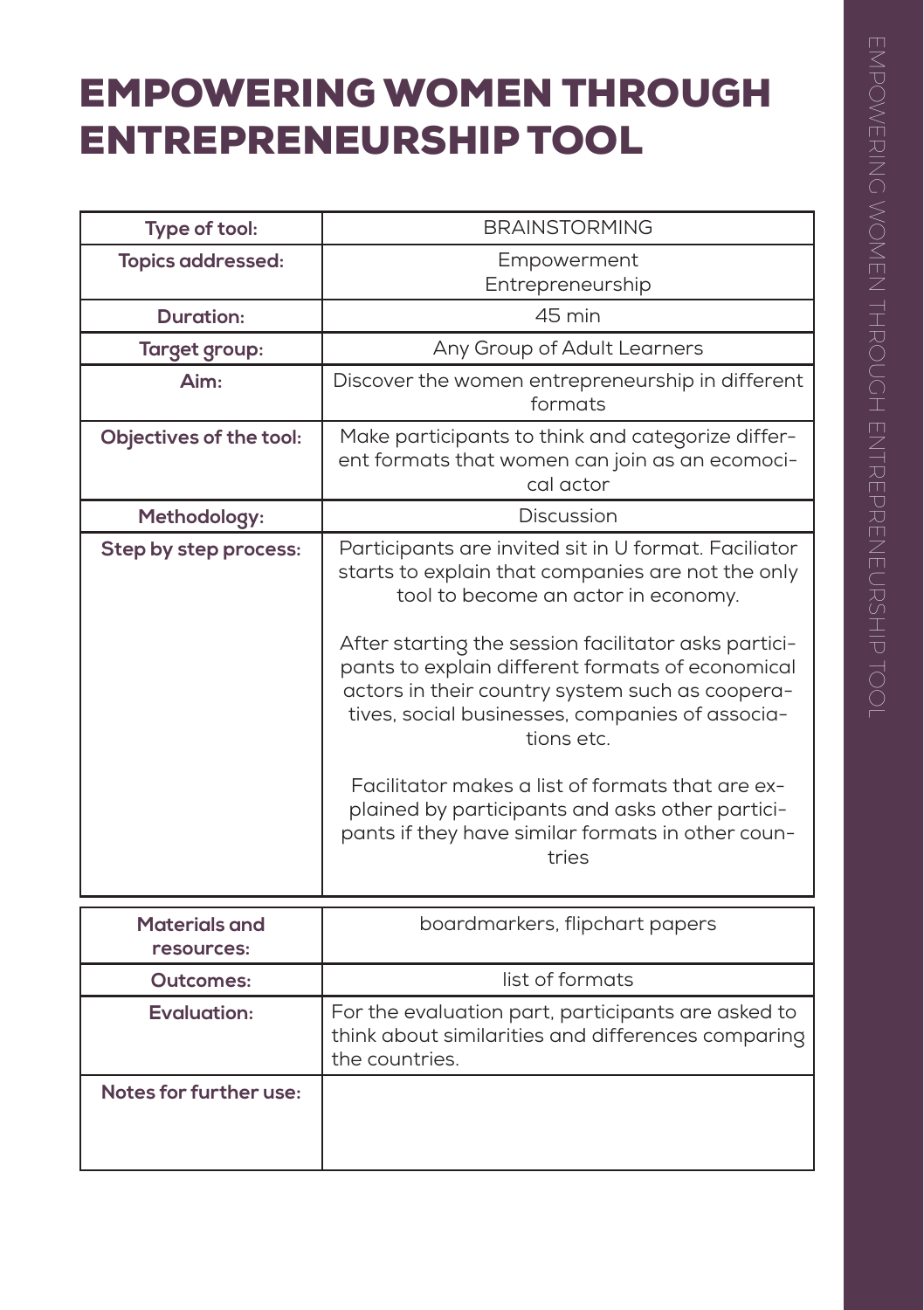# EMPOWERING WOMEN THROUGH ENTREPRENEURSHIP TOOL

| | |
|---|---|
| **Type of tool:** | BRAINSTORMING |
| **Topics addressed:** | Empowerment<br>Entrepreneurship |
| **Duration:** | 45 min |
| **Target group:** | Any Group of Adult Learners |
| **Aim:** | Discover the women entrepreneurship in different formats |
| **Objectives of the tool:** | Make participants to think and categorize different formats that women can join as an ecomocical actor |
| **Methodology:** | Discussion |
| **Step by step process:** | Participants are invited sit in U format. Faciliator starts to explain that companies are not the only tool to become an actor in economy.<br><br>After starting the session facilitator asks participants to explain different formats of economical actors in their country system such as cooperatives, social businesses, companies of associations etc.<br><br>Facilitator makes a list of formats that are explained by participants and asks other participants if they have similar formats in other countries |
| **Materials and resources:** | boardmarkers, flipchart papers |
| **Outcomes:** | list of formats |
| **Evaluation:** | For the evaluation part, participants are asked to think about similarities and differences comparing the countries. |
| **Notes for further use:** | |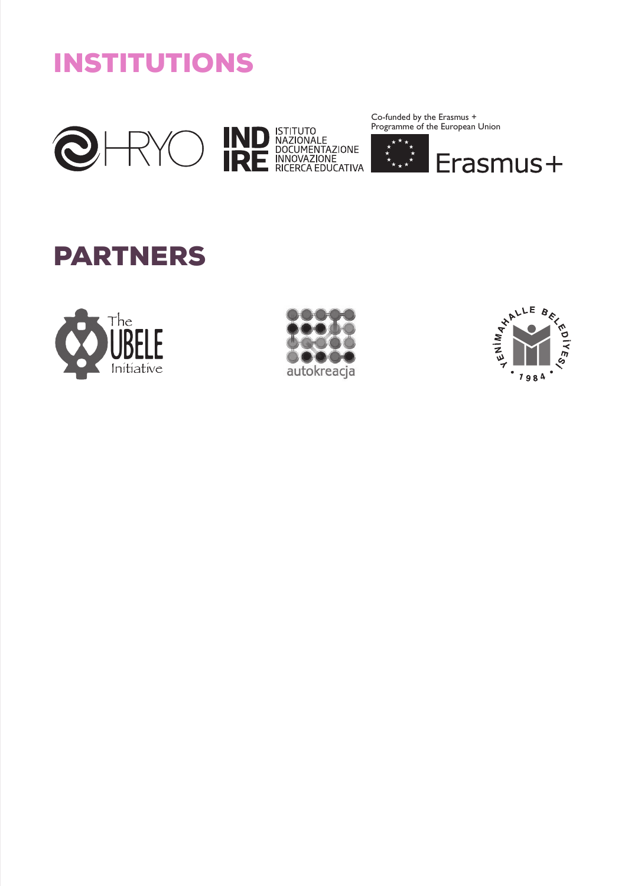# INSTITUTIONS

HRYO

INDIRE ISTITUTO NAZIONALE DOCUMENTAZIONE INNOVAZIONE RICERCA EDUCATIVA

Co-funded by the Erasmus + Programme of the European Union

Erasmus+

# PARTNERS

The UBELE Initiative

autokreacja

YENİMAHALLE BELEDİYESİ 1984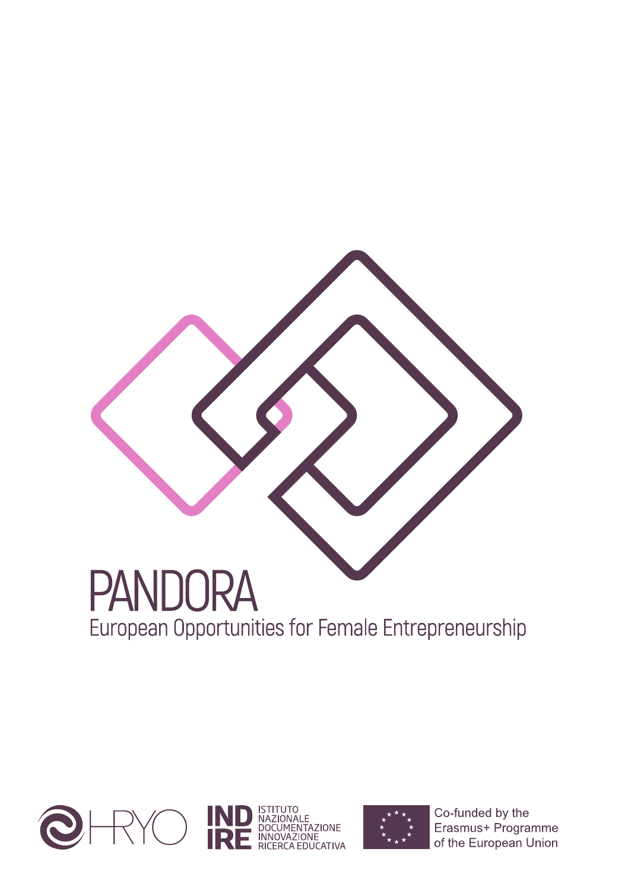# PANDORA

European Opportunities for Female Entrepreneurship

HRYO

IND IRE ISTITUTO NAZIONALE DOCUMENTAZIONE INNOVAZIONE RICERCA EDUCATIVA

Co-funded by the Erasmus+ Programme of the European Union